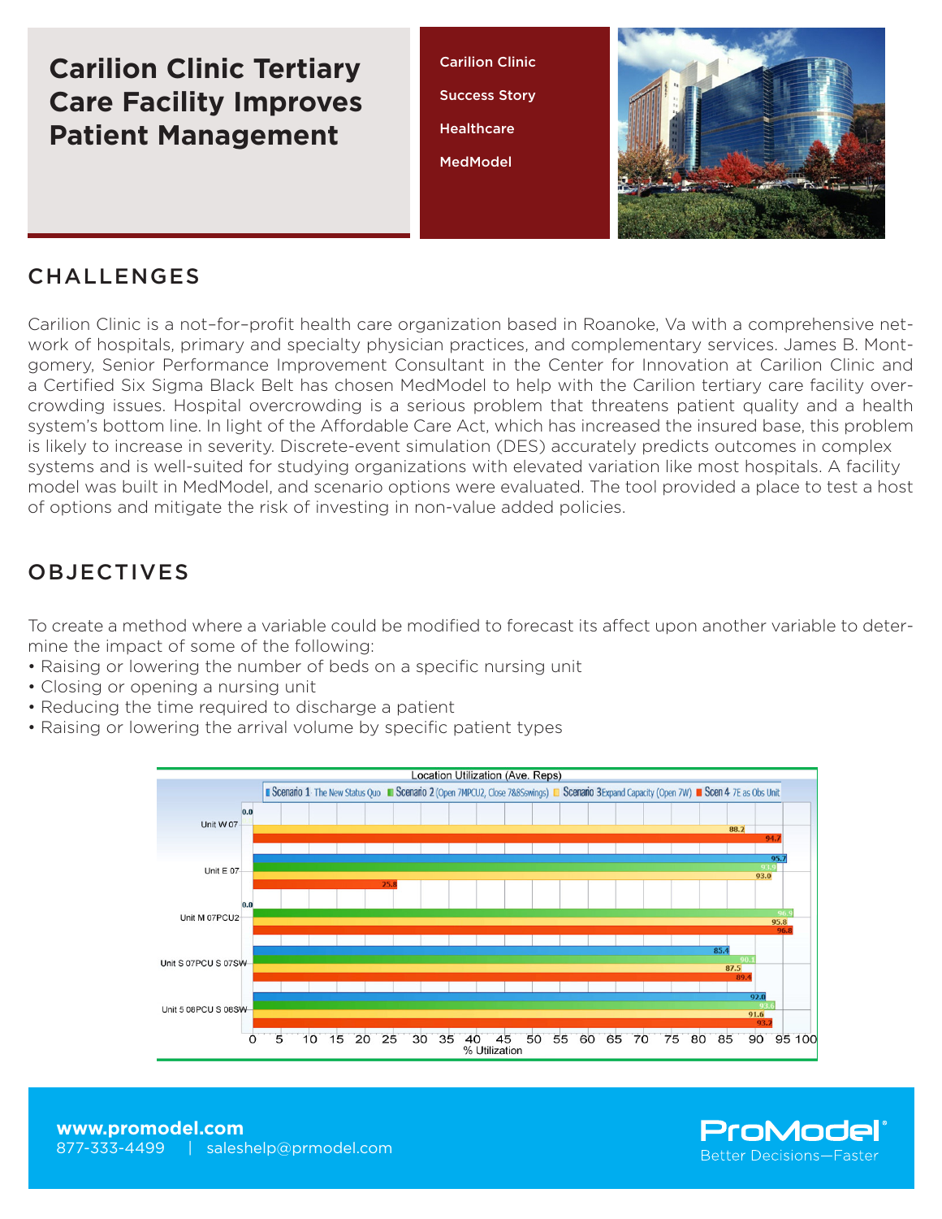# Carilion Clinic Tertiary Care Facility Improves Patient Management

Carilion Clinic

Success Story

Healthcare

MedModel

## CHALLENGES

Carilion Clinic is a not–for–profit health care organization based in Roanoke, Va with a comprehensive network of hospitals, primary and specialty physician practices, and complementary services. James B. Montgomery, Senior Performance Improvement Consultant in the Center for Innovation at Carilion Clinic and a Certified Six Sigma Black Belt has chosen MedModel to help with the Carilion tertiary care facility overcrowding issues. Hospital overcrowding is a serious problem that threatens patient quality and a health system's bottom line. In light of the Affordable Care Act, which has increased the insured base, this problem is likely to increase in severity. Discrete-event simulation (DES) accurately predicts outcomes in complex systems and is well-suited for studying organizations with elevated variation like most hospitals. A facility model was built in MedModel, and scenario options were evaluated. The tool provided a place to test a host of options and mitigate the risk of investing in non-value added policies.

## OBJECTIVES

To create a method where a variable could be modified to forecast its affect upon another variable to determine the impact of some of the following:

- Raising or lowering the number of beds on a specific nursing unit
- Closing or opening a nursing unit
- Reducing the time required to discharge a patient
- Raising or lowering the arrival volume by specific patient types

**Location Utilization (Ave. Reps)**

| Location | Scenario 1: The New Status Quo | Scenario 2 (Open 7MPCU2, Close 7&8Swings) | Scenario 3 Expand Capacity (Open 7W) | Scen 4: 7E as Obs Unit |
|---|---|---|---|---|
| Unit W 07 | 0.0 | 0.0 | 88.2 | 94.7 |
| Unit E 07 | 95.7 | 93.9 | 93.0 | 25.8 |
| Unit M 07PCU2 | 0.0 | 96.9 | 95.8 | 96.8 |
| Unit S 07PCU S 07SW | 85.4 | 90.1 | 87.5 | 89.4 |
| Unit S 08PCU S 08SW | 92.8 | 93.6 | 91.6 | 93.2 |

% Utilization

www.promodel.com
877-333-4499 | saleshelp@prmodel.com

ProModel® Better Decisions—Faster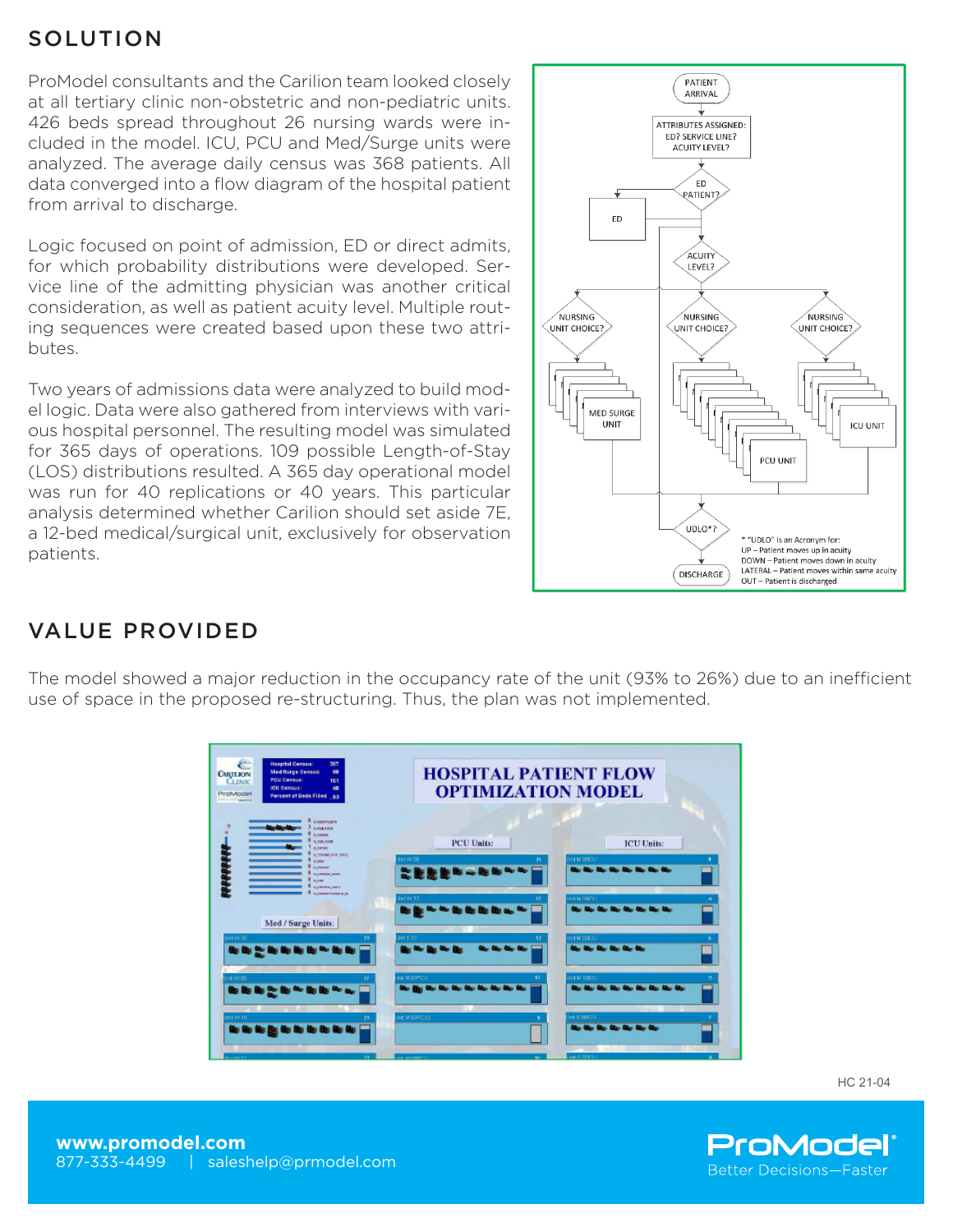## SOLUTION

ProModel consultants and the Carilion team looked closely at all tertiary clinic non-obstetric and non-pediatric units. 426 beds spread throughout 26 nursing wards were included in the model. ICU, PCU and Med/Surge units were analyzed. The average daily census was 368 patients. All data converged into a flow diagram of the hospital patient from arrival to discharge.

Logic focused on point of admission, ED or direct admits, for which probability distributions were developed. Service line of the admitting physician was another critical consideration, as well as patient acuity level. Multiple routing sequences were created based upon these two attributes.

Two years of admissions data were analyzed to build model logic. Data were also gathered from interviews with various hospital personnel. The resulting model was simulated for 365 days of operations. 109 possible Length-of-Stay (LOS) distributions resulted. A 365 day operational model was run for 40 replications or 40 years. This particular analysis determined whether Carilion should set aside 7E, a 12-bed medical/surgical unit, exclusively for observation patients.

PATIENT ARRIVAL

ATTRIBUTES ASSIGNED: ED? SERVICE LINE? ACUITY LEVEL?

ED PATIENT?

ED

ACUITY LEVEL?

NURSING UNIT CHOICE?

NURSING UNIT CHOICE?

NURSING UNIT CHOICE?

MED SURGE UNIT

PCU UNIT

ICU UNIT

UDLO*?

DISCHARGE

* "UDLO" is an Acronym for:
UP – Patient moves up in acuity
DOWN – Patient moves down in acuity
LATERAL – Patient moves within same acuity
OUT – Patient is discharged

## VALUE PROVIDED

The model showed a major reduction in the occupancy rate of the unit (93% to 26%) due to an inefficient use of space in the proposed re-structuring. Thus, the plan was not implemented.

HOSPITAL PATIENT FLOW OPTIMIZATION MODEL

HC 21-04

**www.promodel.com**
877-333-4499 | saleshelp@prmodel.com

ProModel®
Better Decisions—Faster